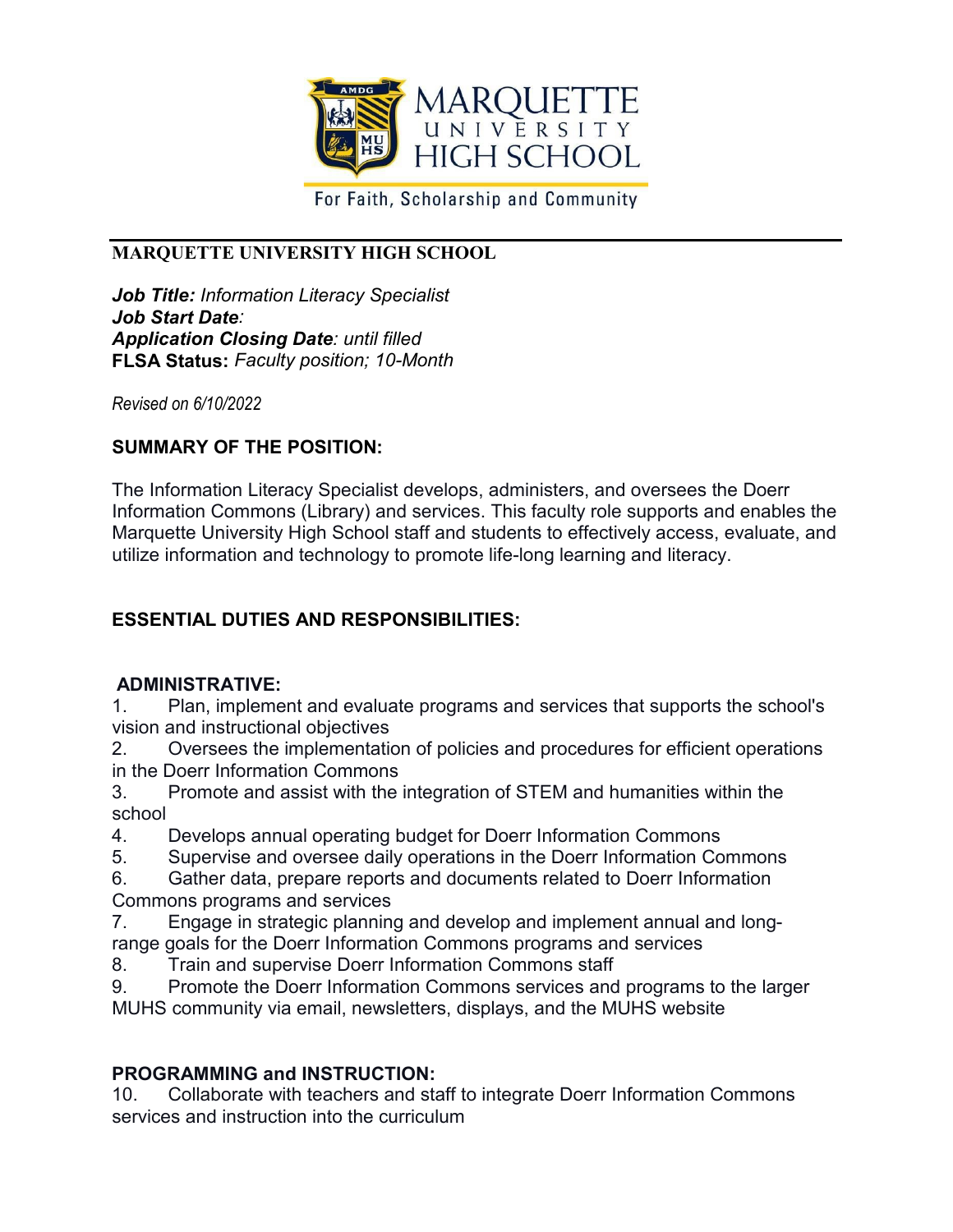MARQUETTE UNIVERSITY HIGH SCHOOL

For Faith, Scholarship and Community

---

**MARQUETTE UNIVERSITY HIGH SCHOOL**

***Job Title:*** *Information Literacy Specialist*
***Job Start Date****:*
***Application Closing Date****: until filled*
**FLSA Status:** *Faculty position; 10-Month*

*Revised on 6/10/2022*

## SUMMARY OF THE POSITION:

The Information Literacy Specialist develops, administers, and oversees the Doerr Information Commons (Library) and services. This faculty role supports and enables the Marquette University High School staff and students to effectively access, evaluate, and utilize information and technology to promote life-long learning and literacy.

## ESSENTIAL DUTIES AND RESPONSIBILITIES:

### ADMINISTRATIVE:

1. Plan, implement and evaluate programs and services that supports the school's vision and instructional objectives
2. Oversees the implementation of policies and procedures for efficient operations in the Doerr Information Commons
3. Promote and assist with the integration of STEM and humanities within the school
4. Develops annual operating budget for Doerr Information Commons
5. Supervise and oversee daily operations in the Doerr Information Commons
6. Gather data, prepare reports and documents related to Doerr Information Commons programs and services
7. Engage in strategic planning and develop and implement annual and long-range goals for the Doerr Information Commons programs and services
8. Train and supervise Doerr Information Commons staff
9. Promote the Doerr Information Commons services and programs to the larger MUHS community via email, newsletters, displays, and the MUHS website

### PROGRAMMING and INSTRUCTION:

10. Collaborate with teachers and staff to integrate Doerr Information Commons services and instruction into the curriculum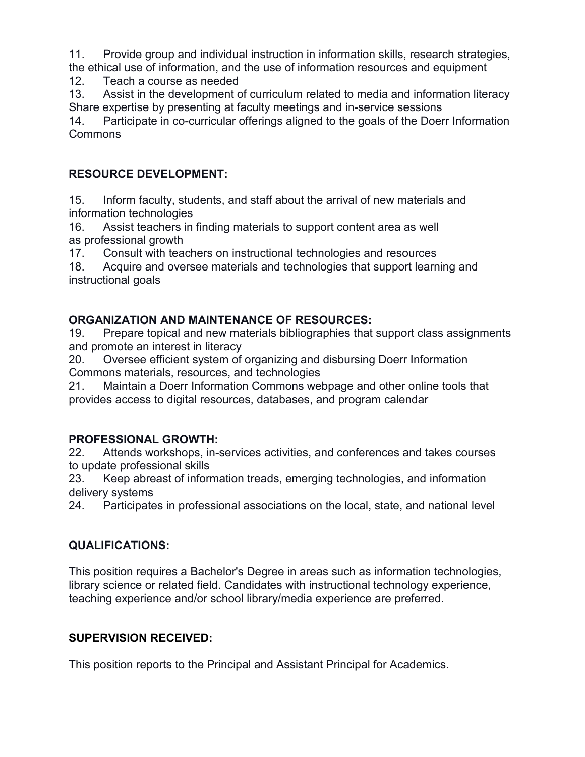11. Provide group and individual instruction in information skills, research strategies, the ethical use of information, and the use of information resources and equipment
12. Teach a course as needed
13. Assist in the development of curriculum related to media and information literacy Share expertise by presenting at faculty meetings and in-service sessions
14. Participate in co-curricular offerings aligned to the goals of the Doerr Information Commons

**RESOURCE DEVELOPMENT:**

15. Inform faculty, students, and staff about the arrival of new materials and information technologies
16. Assist teachers in finding materials to support content area as well as professional growth
17. Consult with teachers on instructional technologies and resources
18. Acquire and oversee materials and technologies that support learning and instructional goals

**ORGANIZATION AND MAINTENANCE OF RESOURCES:**

19. Prepare topical and new materials bibliographies that support class assignments and promote an interest in literacy
20. Oversee efficient system of organizing and disbursing Doerr Information Commons materials, resources, and technologies
21. Maintain a Doerr Information Commons webpage and other online tools that provides access to digital resources, databases, and program calendar

**PROFESSIONAL GROWTH:**

22. Attends workshops, in-services activities, and conferences and takes courses to update professional skills
23. Keep abreast of information treads, emerging technologies, and information delivery systems
24. Participates in professional associations on the local, state, and national level

**QUALIFICATIONS:**

This position requires a Bachelor's Degree in areas such as information technologies, library science or related field. Candidates with instructional technology experience, teaching experience and/or school library/media experience are preferred.

**SUPERVISION RECEIVED:**

This position reports to the Principal and Assistant Principal for Academics.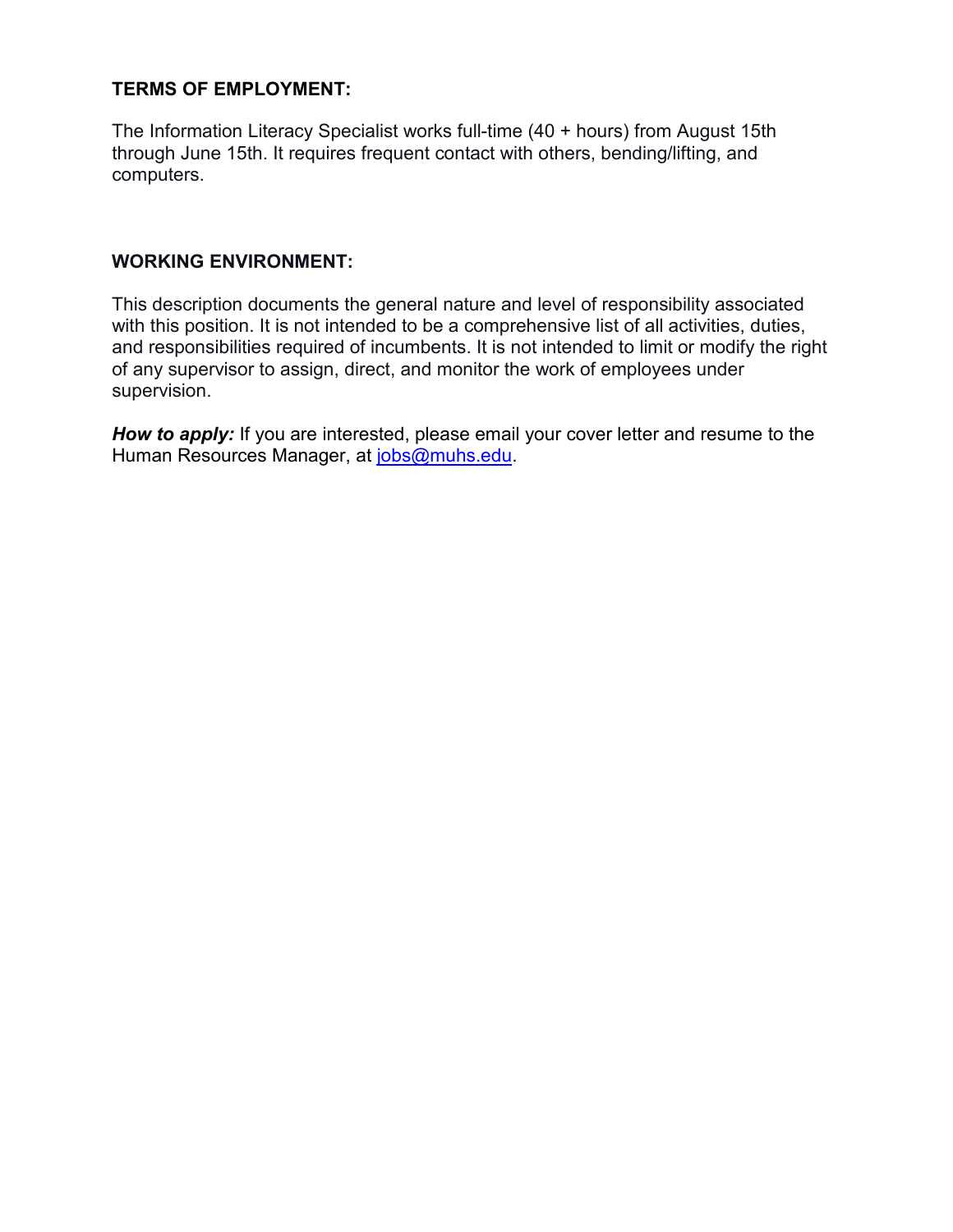**TERMS OF EMPLOYMENT:**

The Information Literacy Specialist works full-time (40 + hours) from August 15th through June 15th. It requires frequent contact with others, bending/lifting, and computers.

**WORKING ENVIRONMENT:**

This description documents the general nature and level of responsibility associated with this position. It is not intended to be a comprehensive list of all activities, duties, and responsibilities required of incumbents. It is not intended to limit or modify the right of any supervisor to assign, direct, and monitor the work of employees under supervision.

***How to apply:*** If you are interested, please email your cover letter and resume to the Human Resources Manager, at [jobs@muhs.edu](mailto:jobs@muhs.edu).